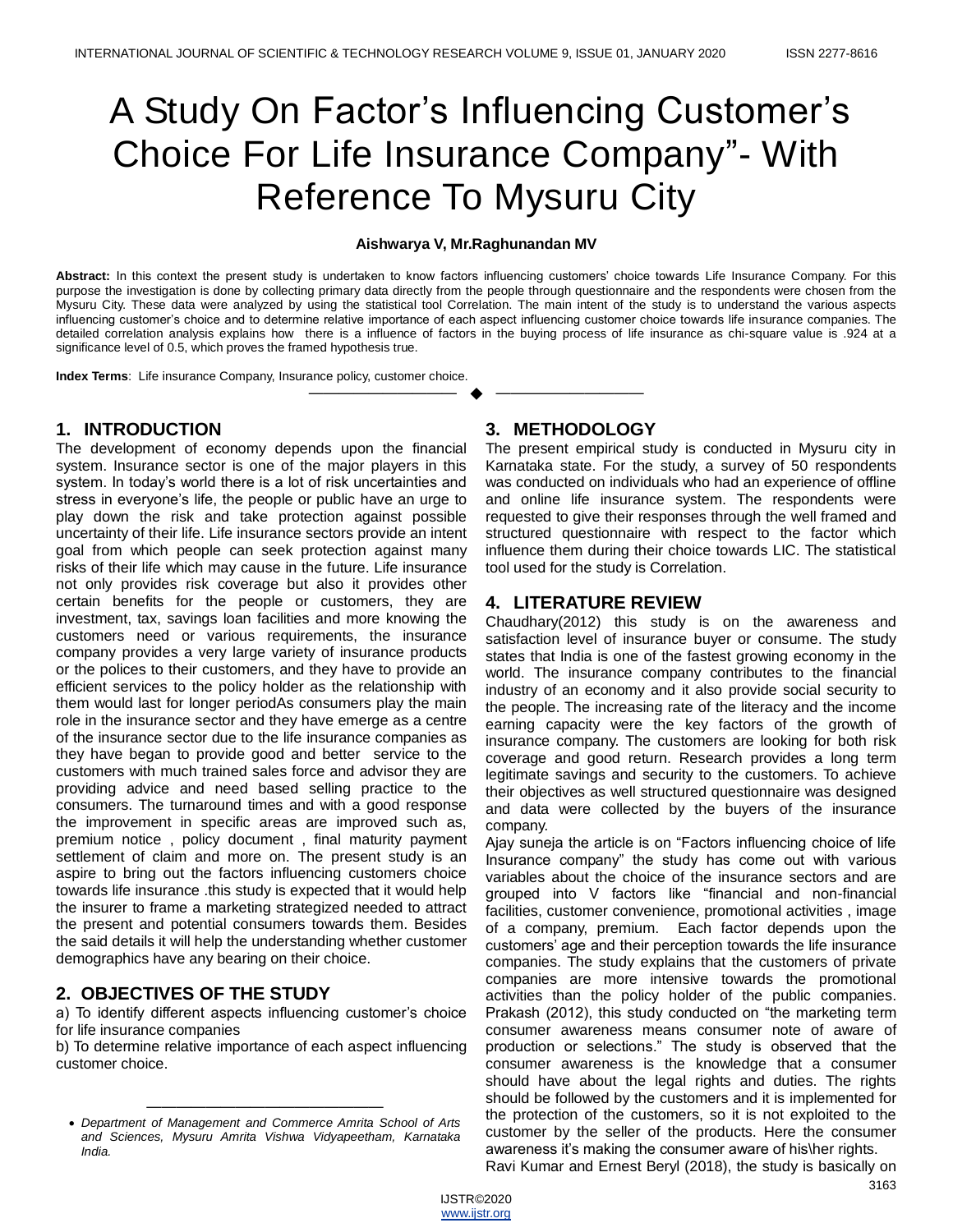# A Study On Factor's Influencing Customer's Choice For Life Insurance Company"- With Reference To Mysuru City

**Aishwarya V, Mr.Raghunandan MV**

**Abstract:** In this context the present study is undertaken to know factors influencing customers' choice towards Life Insurance Company. For this purpose the investigation is done by collecting primary data directly from the people through questionnaire and the respondents were chosen from the Mysuru City. These data were analyzed by using the statistical tool Correlation. The main intent of the study is to understand the various aspects influencing customer's choice and to determine relative importance of each aspect influencing customer choice towards life insurance companies. The detailed correlation analysis explains how there is a influence of factors in the buying process of life insurance as chi-square value is .924 at a significance level of 0.5, which proves the framed hypothesis true.

**Index Terms**: Life insurance Company, Insurance policy, customer choice.

---

## 1. INTRODUCTION

The development of economy depends upon the financial system. Insurance sector is one of the major players in this system. In today's world there is a lot of risk uncertainties and stress in everyone's life, the people or public have an urge to play down the risk and take protection against possible uncertainty of their life. Life insurance sectors provide an intent goal from which people can seek protection against many risks of their life which may cause in the future. Life insurance not only provides risk coverage but also it provides other certain benefits for the people or customers, they are investment, tax, savings loan facilities and more knowing the customers need or various requirements, the insurance company provides a very large variety of insurance products or the polices to their customers, and they have to provide an efficient services to the policy holder as the relationship with them would last for longer periodAs consumers play the main role in the insurance sector and they have emerge as a centre of the insurance sector due to the life insurance companies as they have began to provide good and better service to the customers with much trained sales force and advisor they are providing advice and need based selling practice to the consumers. The turnaround times and with a good response the improvement in specific areas are improved such as, premium notice , policy document , final maturity payment settlement of claim and more on. The present study is an aspire to bring out the factors influencing customers choice towards life insurance .this study is expected that it would help the insurer to frame a marketing strategized needed to attract the present and potential consumers towards them. Besides the said details it will help the understanding whether customer demographics have any bearing on their choice.

## 2. OBJECTIVES OF THE STUDY

a) To identify different aspects influencing customer's choice for life insurance companies

b) To determine relative importance of each aspect influencing customer choice.

---

- *Department of Management and Commerce Amrita School of Arts and Sciences, Mysuru Amrita Vishwa Vidyapeetham, Karnataka India.*

## 3. METHODOLOGY

The present empirical study is conducted in Mysuru city in Karnataka state. For the study, a survey of 50 respondents was conducted on individuals who had an experience of offline and online life insurance system. The respondents were requested to give their responses through the well framed and structured questionnaire with respect to the factor which influence them during their choice towards LIC. The statistical tool used for the study is Correlation.

## 4. LITERATURE REVIEW

Chaudhary(2012) this study is on the awareness and satisfaction level of insurance buyer or consume. The study states that India is one of the fastest growing economy in the world. The insurance company contributes to the financial industry of an economy and it also provide social security to the people. The increasing rate of the literacy and the income earning capacity were the key factors of the growth of insurance company. The customers are looking for both risk coverage and good return. Research provides a long term legitimate savings and security to the customers. To achieve their objectives as well structured questionnaire was designed and data were collected by the buyers of the insurance company.

Ajay suneja the article is on "Factors influencing choice of life Insurance company" the study has come out with various variables about the choice of the insurance sectors and are grouped into V factors like "financial and non-financial facilities, customer convenience, promotional activities , image of a company, premium. Each factor depends upon the customers' age and their perception towards the life insurance companies. The study explains that the customers of private companies are more intensive towards the promotional activities than the policy holder of the public companies. Prakash (2012), this study conducted on "the marketing term consumer awareness means consumer note of aware of production or selections." The study is observed that the consumer awareness is the knowledge that a consumer should have about the legal rights and duties. The rights should be followed by the customers and it is implemented for the protection of the customers, so it is not exploited to the customer by the seller of the products. Here the consumer awareness it's making the consumer aware of his\her rights.

Ravi Kumar and Ernest Beryl (2018), the study is basically on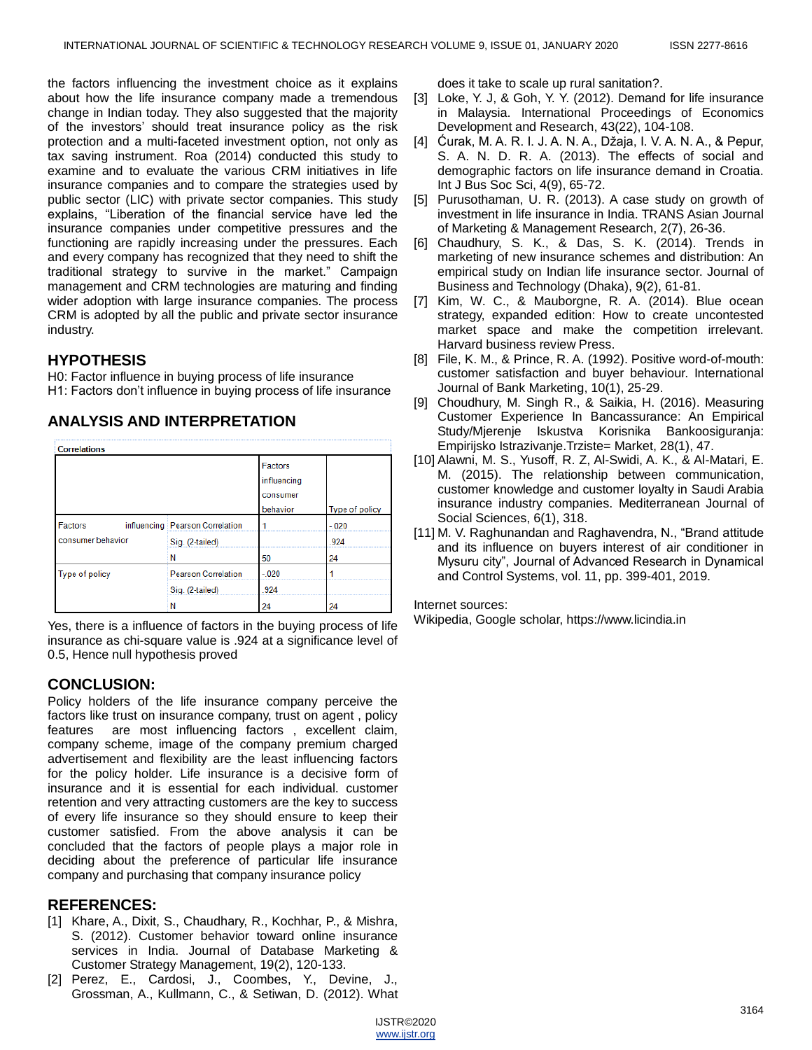the factors influencing the investment choice as it explains about how the life insurance company made a tremendous change in Indian today. They also suggested that the majority of the investors' should treat insurance policy as the risk protection and a multi-faceted investment option, not only as tax saving instrument. Roa (2014) conducted this study to examine and to evaluate the various CRM initiatives in life insurance companies and to compare the strategies used by public sector (LIC) with private sector companies. This study explains, "Liberation of the financial service have led the insurance companies under competitive pressures and the functioning are rapidly increasing under the pressures. Each and every company has recognized that they need to shift the traditional strategy to survive in the market." Campaign management and CRM technologies are maturing and finding wider adoption with large insurance companies. The process CRM is adopted by all the public and private sector insurance industry.

## HYPOTHESIS

H0: Factor influence in buying process of life insurance
H1: Factors don't influence in buying process of life insurance

## ANALYSIS AND INTERPRETATION

Correlations

| | | Factors influencing consumer behavior | Type of policy |
|---|---|---|---|
| Factors influencing consumer behavior | Pearson Correlation | 1 | -.020 |
| | Sig. (2-tailed) | | .924 |
| | N | 50 | 24 |
| Type of policy | Pearson Correlation | -.020 | 1 |
| | Sig. (2-tailed) | .924 | |
| | N | 24 | 24 |

Yes, there is a influence of factors in the buying process of life insurance as chi-square value is .924 at a significance level of 0.5, Hence null hypothesis proved

## CONCLUSION:

Policy holders of the life insurance company perceive the factors like trust on insurance company, trust on agent , policy features are most influencing factors , excellent claim, company scheme, image of the company premium charged advertisement and flexibility are the least influencing factors for the policy holder. Life insurance is a decisive form of insurance and it is essential for each individual. customer retention and very attracting customers are the key to success of every life insurance so they should ensure to keep their customer satisfied. From the above analysis it can be concluded that the factors of people plays a major role in deciding about the preference of particular life insurance company and purchasing that company insurance policy

## REFERENCES:

[1] Khare, A., Dixit, S., Chaudhary, R., Kochhar, P., & Mishra, S. (2012). Customer behavior toward online insurance services in India. Journal of Database Marketing & Customer Strategy Management, 19(2), 120-133.

[2] Perez, E., Cardosi, J., Coombes, Y., Devine, J., Grossman, A., Kullmann, C., & Setiwan, D. (2012). What does it take to scale up rural sanitation?.

[3] Loke, Y. J, & Goh, Y. Y. (2012). Demand for life insurance in Malaysia. International Proceedings of Economics Development and Research, 43(22), 104-108.

[4] Ćurak, M. A. R. I. J. A. N. A., Džaja, I. V. A. N. A., & Pepur, S. A. N. D. R. A. (2013). The effects of social and demographic factors on life insurance demand in Croatia. Int J Bus Soc Sci, 4(9), 65-72.

[5] Purusothaman, U. R. (2013). A case study on growth of investment in life insurance in India. TRANS Asian Journal of Marketing & Management Research, 2(7), 26-36.

[6] Chaudhury, S. K., & Das, S. K. (2014). Trends in marketing of new insurance schemes and distribution: An empirical study on Indian life insurance sector. Journal of Business and Technology (Dhaka), 9(2), 61-81.

[7] Kim, W. C., & Mauborgne, R. A. (2014). Blue ocean strategy, expanded edition: How to create uncontested market space and make the competition irrelevant. Harvard business review Press.

[8] File, K. M., & Prince, R. A. (1992). Positive word-of-mouth: customer satisfaction and buyer behaviour. International Journal of Bank Marketing, 10(1), 25-29.

[9] Choudhury, M. Singh R., & Saikia, H. (2016). Measuring Customer Experience In Bancassurance: An Empirical Study/Mjerenje Iskustva Korisnika Bankoosiguranja: Empirijsko Istrazivanje.Trziste= Market, 28(1), 47.

[10] Alawni, M. S., Yusoff, R. Z, Al-Swidi, A. K., & Al-Matari, E. M. (2015). The relationship between communication, customer knowledge and customer loyalty in Saudi Arabia insurance industry companies. Mediterranean Journal of Social Sciences, 6(1), 318.

[11] M. V. Raghunandan and Raghavendra, N., "Brand attitude and its influence on buyers interest of air conditioner in Mysuru city", Journal of Advanced Research in Dynamical and Control Systems, vol. 11, pp. 399-401, 2019.

Internet sources:
Wikipedia, Google scholar, https://www.licindia.in